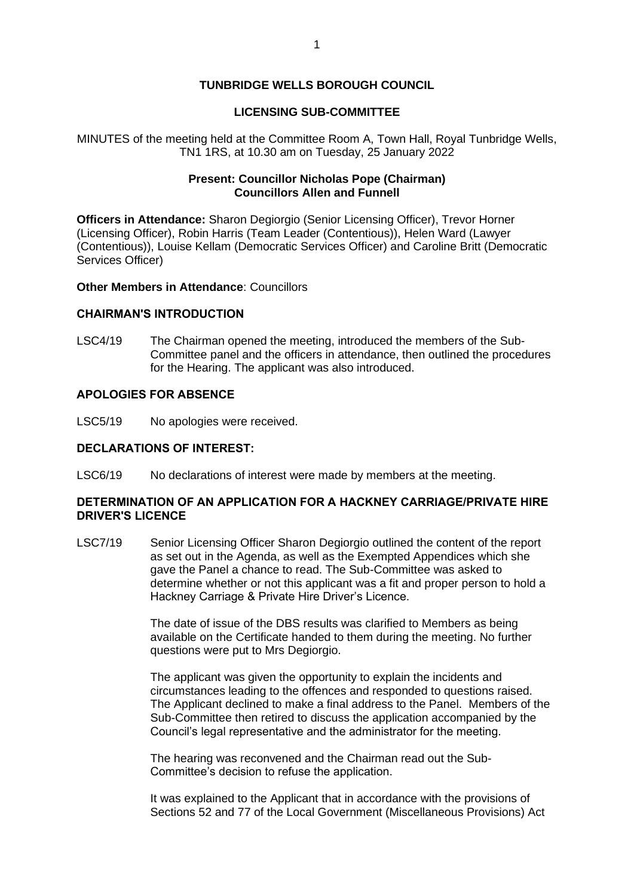# TUNBRIDGE WELLS BOROUGH COUNCIL

## LICENSING SUB-COMMITTEE

MINUTES of the meeting held at the Committee Room A, Town Hall, Royal Tunbridge Wells, TN1 1RS, at 10.30 am on Tuesday, 25 January 2022

**Present: Councillor Nicholas Pope (Chairman)**
**Councillors Allen and Funnell**

**Officers in Attendance:** Sharon Degiorgio (Senior Licensing Officer), Trevor Horner (Licensing Officer), Robin Harris (Team Leader (Contentious)), Helen Ward (Lawyer (Contentious)), Louise Kellam (Democratic Services Officer) and Caroline Britt (Democratic Services Officer)

**Other Members in Attendance**: Councillors

### CHAIRMAN'S INTRODUCTION

LSC4/19 The Chairman opened the meeting, introduced the members of the Sub-Committee panel and the officers in attendance, then outlined the procedures for the Hearing. The applicant was also introduced.

### APOLOGIES FOR ABSENCE

LSC5/19 No apologies were received.

### DECLARATIONS OF INTEREST:

LSC6/19 No declarations of interest were made by members at the meeting.

### DETERMINATION OF AN APPLICATION FOR A HACKNEY CARRIAGE/PRIVATE HIRE DRIVER'S LICENCE

LSC7/19 Senior Licensing Officer Sharon Degiorgio outlined the content of the report as set out in the Agenda, as well as the Exempted Appendices which she gave the Panel a chance to read. The Sub-Committee was asked to determine whether or not this applicant was a fit and proper person to hold a Hackney Carriage & Private Hire Driver's Licence.

The date of issue of the DBS results was clarified to Members as being available on the Certificate handed to them during the meeting. No further questions were put to Mrs Degiorgio.

The applicant was given the opportunity to explain the incidents and circumstances leading to the offences and responded to questions raised. The Applicant declined to make a final address to the Panel. Members of the Sub-Committee then retired to discuss the application accompanied by the Council's legal representative and the administrator for the meeting.

The hearing was reconvened and the Chairman read out the Sub-Committee's decision to refuse the application.

It was explained to the Applicant that in accordance with the provisions of Sections 52 and 77 of the Local Government (Miscellaneous Provisions) Act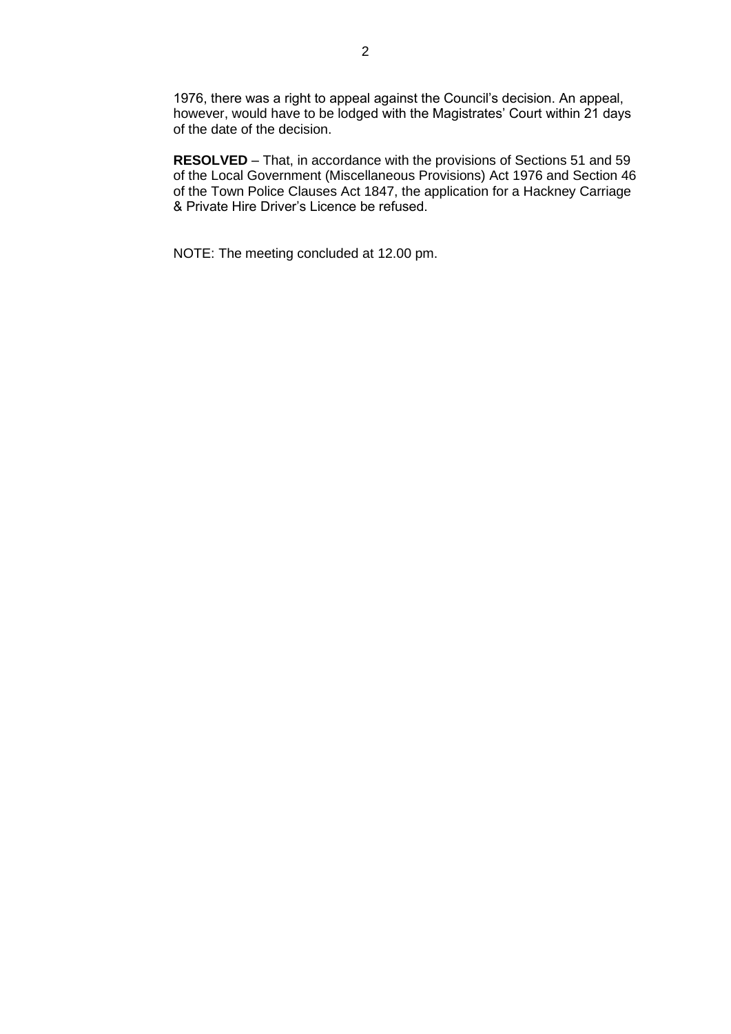1976, there was a right to appeal against the Council's decision. An appeal, however, would have to be lodged with the Magistrates' Court within 21 days of the date of the decision.

**RESOLVED** – That, in accordance with the provisions of Sections 51 and 59 of the Local Government (Miscellaneous Provisions) Act 1976 and Section 46 of the Town Police Clauses Act 1847, the application for a Hackney Carriage & Private Hire Driver's Licence be refused.

NOTE: The meeting concluded at 12.00 pm.